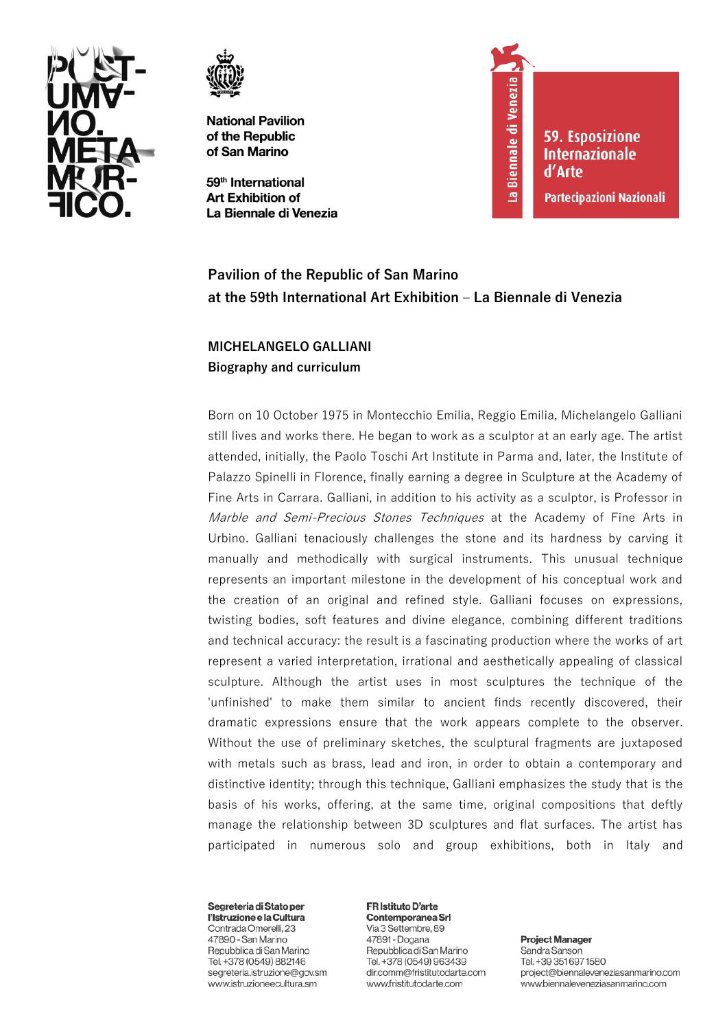National Pavilion
of the Republic
of San Marino

59th International
Art Exhibition of
La Biennale di Venezia

La Biennale di Venezia

59. Esposizione Internazionale d'Arte

Partecipazioni Nazionali

## Pavilion of the Republic of San Marino at the 59th International Art Exhibition – La Biennale di Venezia

### MICHELANGELO GALLIANI
### Biography and curriculum

Born on 10 October 1975 in Montecchio Emilia, Reggio Emilia, Michelangelo Galliani still lives and works there. He began to work as a sculptor at an early age. The artist attended, initially, the Paolo Toschi Art Institute in Parma and, later, the Institute of Palazzo Spinelli in Florence, finally earning a degree in Sculpture at the Academy of Fine Arts in Carrara. Galliani, in addition to his activity as a sculptor, is Professor in *Marble and Semi-Precious Stones Techniques* at the Academy of Fine Arts in Urbino. Galliani tenaciously challenges the stone and its hardness by carving it manually and methodically with surgical instruments. This unusual technique represents an important milestone in the development of his conceptual work and the creation of an original and refined style. Galliani focuses on expressions, twisting bodies, soft features and divine elegance, combining different traditions and technical accuracy: the result is a fascinating production where the works of art represent a varied interpretation, irrational and aesthetically appealing of classical sculpture. Although the artist uses in most sculptures the technique of the 'unfinished' to make them similar to ancient finds recently discovered, their dramatic expressions ensure that the work appears complete to the observer. Without the use of preliminary sketches, the sculptural fragments are juxtaposed with metals such as brass, lead and iron, in order to obtain a contemporary and distinctive identity; through this technique, Galliani emphasizes the study that is the basis of his works, offering, at the same time, original compositions that deftly manage the relationship between 3D sculptures and flat surfaces. The artist has participated in numerous solo and group exhibitions, both in Italy and

**Segreteria di Stato per l'Istruzione e la Cultura**
Contrada Omerelli, 23
47890 - San Marino
Repubblica di San Marino
Tel. +378 (0549) 882146
segreteria.istruzione@gov.sm
www.istruzioneecultura.sm

**FR Istituto D'arte Contemporanea Srl**
Via 3 Settembre, 89
47891 - Dogana
Repubblica di San Marino
Tel. +378 (0549) 963439
dir.comm@fristitutodarte.com
www.fristitutodarte.com

**Project Manager**
Sandra Sanson
Tel. +39 351 697 1580
project@biennaleveneziasanmarino.com
www.biennaleveneziasanmarino.com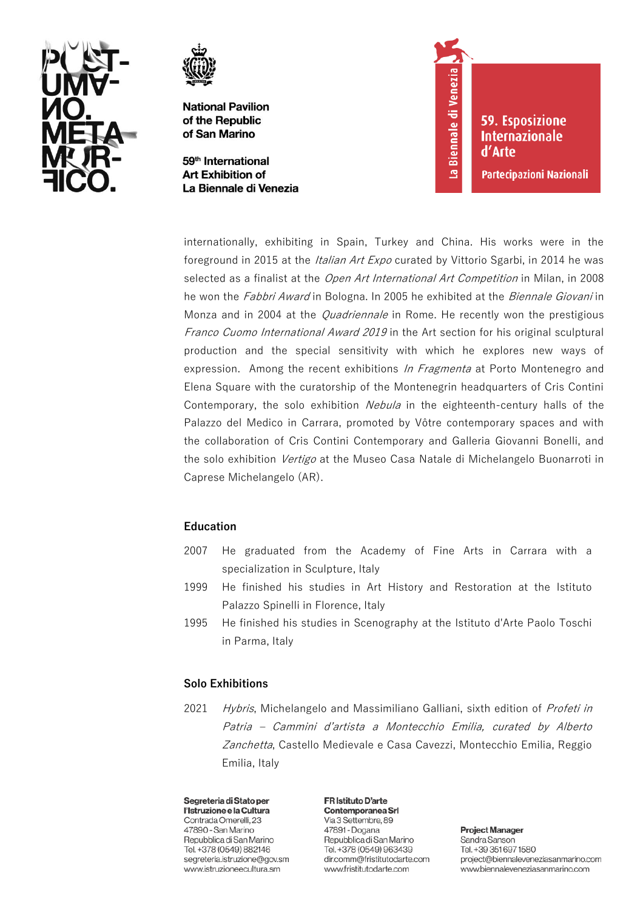internationally, exhibiting in Spain, Turkey and China. His works were in the foreground in 2015 at the *Italian Art Expo* curated by Vittorio Sgarbi, in 2014 he was selected as a finalist at the *Open Art International Art Competition* in Milan, in 2008 he won the *Fabbri Award* in Bologna. In 2005 he exhibited at the *Biennale Giovani* in Monza and in 2004 at the *Quadriennale* in Rome. He recently won the prestigious *Franco Cuomo International Award 2019* in the Art section for his original sculptural production and the special sensitivity with which he explores new ways of expression. Among the recent exhibitions *In Fragmenta* at Porto Montenegro and Elena Square with the curatorship of the Montenegrin headquarters of Cris Contini Contemporary, the solo exhibition *Nebula* in the eighteenth-century halls of the Palazzo del Medico in Carrara, promoted by Vôtre contemporary spaces and with the collaboration of Cris Contini Contemporary and Galleria Giovanni Bonelli, and the solo exhibition *Vertigo* at the Museo Casa Natale di Michelangelo Buonarroti in Caprese Michelangelo (AR).

### Education

2007 He graduated from the Academy of Fine Arts in Carrara with a specialization in Sculpture, Italy

1999 He finished his studies in Art History and Restoration at the Istituto Palazzo Spinelli in Florence, Italy

1995 He finished his studies in Scenography at the Istituto d'Arte Paolo Toschi in Parma, Italy

### Solo Exhibitions

2021 *Hybris*, Michelangelo and Massimiliano Galliani, sixth edition of *Profeti in Patria – Cammini d'artista a Montecchio Emilia, curated by Alberto Zanchetta*, Castello Medievale e Casa Cavezzi, Montecchio Emilia, Reggio Emilia, Italy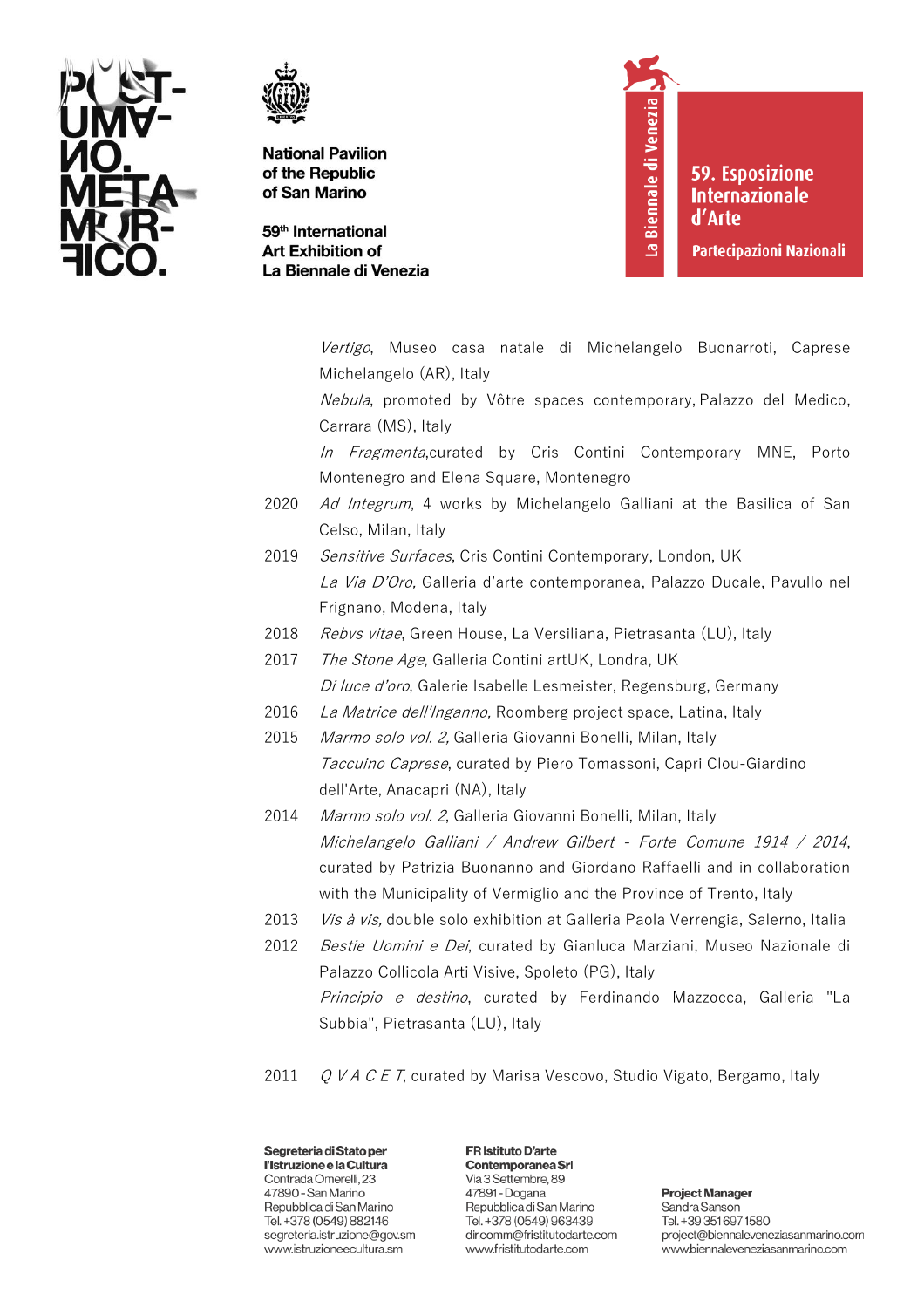*Vertigo*, Museo casa natale di Michelangelo Buonarroti, Caprese Michelangelo (AR), Italy

*Nebula*, promoted by Vôtre spaces contemporary, Palazzo del Medico, Carrara (MS), Italy

*In Fragmenta*,curated by Cris Contini Contemporary MNE, Porto Montenegro and Elena Square, Montenegro

2020 *Ad Integrum*, 4 works by Michelangelo Galliani at the Basilica of San Celso, Milan, Italy

2019 *Sensitive Surfaces*, Cris Contini Contemporary, London, UK

*La Via D'Oro,* Galleria d'arte contemporanea, Palazzo Ducale, Pavullo nel Frignano, Modena, Italy

2018 *Rebvs vitae*, Green House, La Versiliana, Pietrasanta (LU), Italy

2017 *The Stone Age*, Galleria Contini artUK, Londra, UK

*Di luce d'oro*, Galerie Isabelle Lesmeister, Regensburg, Germany

2016 *La Matrice dell'Inganno,* Roomberg project space, Latina, Italy

2015 *Marmo solo vol. 2,* Galleria Giovanni Bonelli, Milan, Italy

*Taccuino Caprese*, curated by Piero Tomassoni, Capri Clou-Giardino dell'Arte, Anacapri (NA), Italy

2014 *Marmo solo vol. 2*, Galleria Giovanni Bonelli, Milan, Italy

*Michelangelo Galliani / Andrew Gilbert - Forte Comune 1914 / 2014*, curated by Patrizia Buonanno and Giordano Raffaelli and in collaboration with the Municipality of Vermiglio and the Province of Trento, Italy

2013 *Vis à vis,* double solo exhibition at Galleria Paola Verrengia, Salerno, Italia

2012 *Bestie Uomini e Dei*, curated by Gianluca Marziani, Museo Nazionale di Palazzo Collicola Arti Visive, Spoleto (PG), Italy

*Principio e destino*, curated by Ferdinando Mazzocca, Galleria "La Subbia", Pietrasanta (LU), Italy

2011 *Q V A C E T*, curated by Marisa Vescovo, Studio Vigato, Bergamo, Italy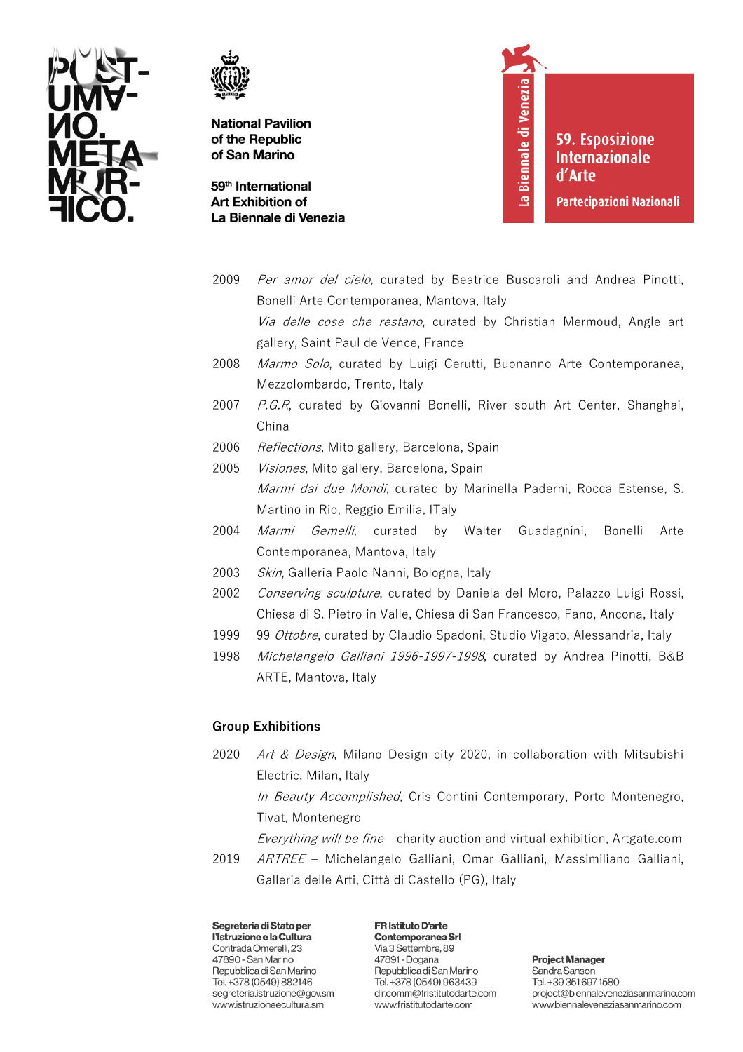2009 *Per amor del cielo,* curated by Beatrice Buscaroli and Andrea Pinotti, Bonelli Arte Contemporanea, Mantova, Italy

*Via delle cose che restano*, curated by Christian Mermoud, Angle art gallery, Saint Paul de Vence, France

2008 *Marmo Solo*, curated by Luigi Cerutti, Buonanno Arte Contemporanea, Mezzolombardo, Trento, Italy

2007 *P.G.R*, curated by Giovanni Bonelli, River south Art Center, Shanghai, China

2006 *Reflections*, Mito gallery, Barcelona, Spain

2005 *Visiones*, Mito gallery, Barcelona, Spain

*Marmi dai due Mondi*, curated by Marinella Paderni, Rocca Estense, S. Martino in Rio, Reggio Emilia, ITaly

2004 *Marmi Gemelli*, curated by Walter Guadagnini, Bonelli Arte Contemporanea, Mantova, Italy

2003 *Skin*, Galleria Paolo Nanni, Bologna, Italy

2002 *Conserving sculpture*, curated by Daniela del Moro, Palazzo Luigi Rossi, Chiesa di S. Pietro in Valle, Chiesa di San Francesco, Fano, Ancona, Italy

1999 99 *Ottobre*, curated by Claudio Spadoni, Studio Vigato, Alessandria, Italy

1998 *Michelangelo Galliani 1996-1997-1998*, curated by Andrea Pinotti, B&B ARTE, Mantova, Italy

### Group Exhibitions

2020 *Art & Design*, Milano Design city 2020, in collaboration with Mitsubishi Electric, Milan, Italy

*In Beauty Accomplished*, Cris Contini Contemporary, Porto Montenegro, Tivat, Montenegro

*Everything will be fine* – charity auction and virtual exhibition, Artgate.com

2019 *ARTREE* – Michelangelo Galliani, Omar Galliani, Massimiliano Galliani, Galleria delle Arti, Città di Castello (PG), Italy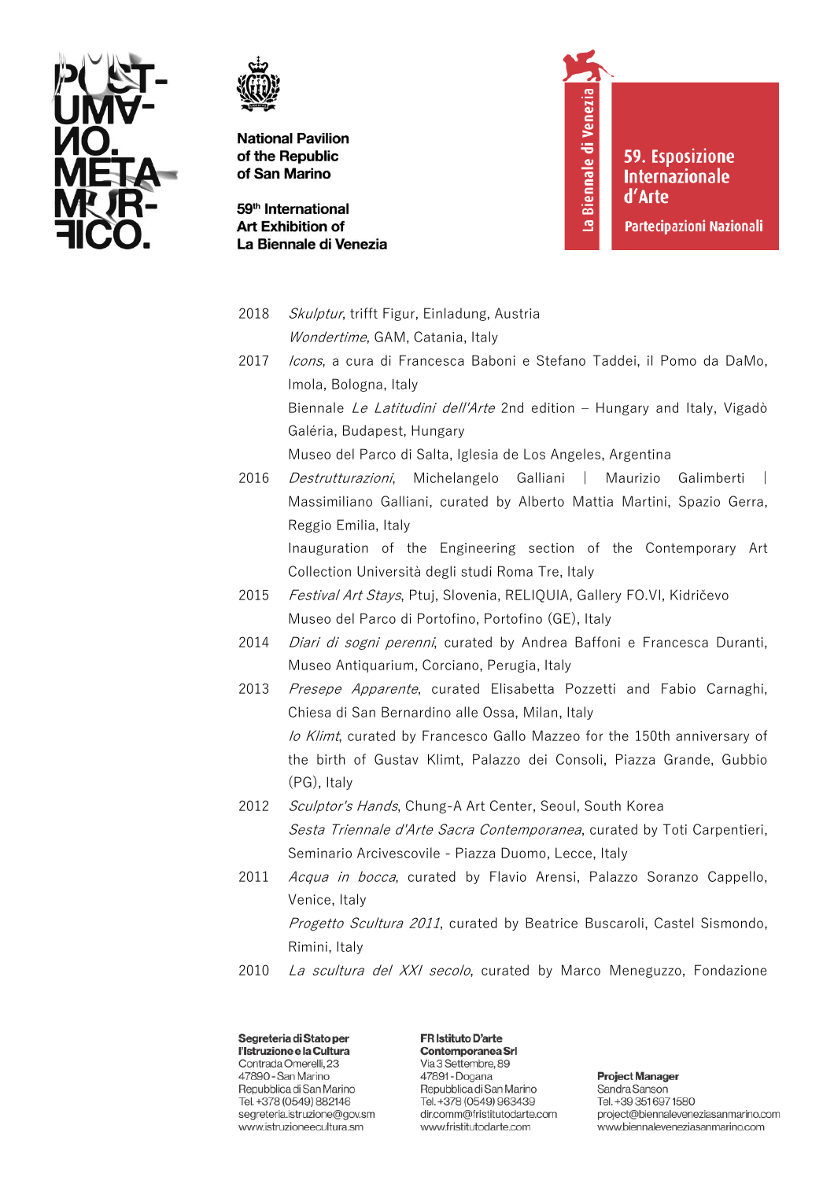2018 *Skulptur*, trifft Figur, Einladung, Austria

*Wondertime*, GAM, Catania, Italy

2017 *Icons*, a cura di Francesca Baboni e Stefano Taddei, il Pomo da DaMo, Imola, Bologna, Italy

Biennale *Le Latitudini dell'Arte* 2nd edition – Hungary and Italy, Vigadò Galéria, Budapest, Hungary

Museo del Parco di Salta, Iglesia de Los Angeles, Argentina

2016 *Destrutturazioni*, Michelangelo Galliani | Maurizio Galimberti | Massimiliano Galliani, curated by Alberto Mattia Martini, Spazio Gerra, Reggio Emilia, Italy

Inauguration of the Engineering section of the Contemporary Art Collection Università degli studi Roma Tre, Italy

2015 *Festival Art Stays*, Ptuj, Slovenia, RELIQUIA, Gallery FO.VI, Kidričevo

Museo del Parco di Portofino, Portofino (GE), Italy

2014 *Diari di sogni perenni*, curated by Andrea Baffoni e Francesca Duranti, Museo Antiquarium, Corciano, Perugia, Italy

2013 *Presepe Apparente*, curated Elisabetta Pozzetti and Fabio Carnaghi, Chiesa di San Bernardino alle Ossa, Milan, Italy

*Io Klimt*, curated by Francesco Gallo Mazzeo for the 150th anniversary of the birth of Gustav Klimt, Palazzo dei Consoli, Piazza Grande, Gubbio (PG), Italy

2012 *Sculptor's Hands*, Chung-A Art Center, Seoul, South Korea

*Sesta Triennale d'Arte Sacra Contemporanea*, curated by Toti Carpentieri, Seminario Arcivescovile - Piazza Duomo, Lecce, Italy

2011 *Acqua in bocca*, curated by Flavio Arensi, Palazzo Soranzo Cappello, Venice, Italy

*Progetto Scultura 2011*, curated by Beatrice Buscaroli, Castel Sismondo, Rimini, Italy

2010 *La scultura del XXI secolo*, curated by Marco Meneguzzo, Fondazione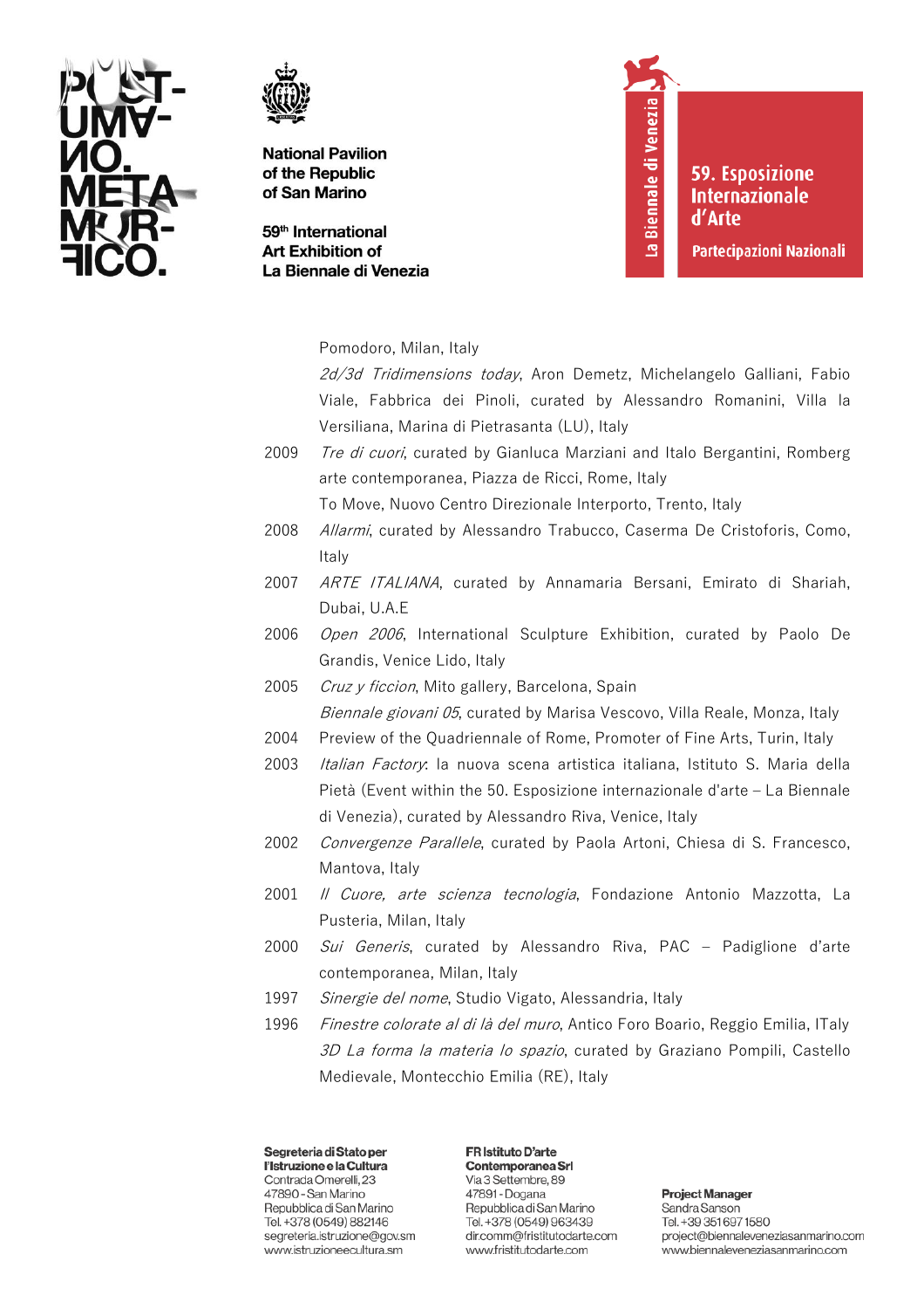Pomodoro, Milan, Italy

*2d/3d Tridimensions today*, Aron Demetz, Michelangelo Galliani, Fabio Viale, Fabbrica dei Pinoli, curated by Alessandro Romanini, Villa la Versiliana, Marina di Pietrasanta (LU), Italy

2009 *Tre di cuori*, curated by Gianluca Marziani and Italo Bergantini, Romberg arte contemporanea, Piazza de Ricci, Rome, Italy

To Move, Nuovo Centro Direzionale Interporto, Trento, Italy

2008 *Allarmi*, curated by Alessandro Trabucco, Caserma De Cristoforis, Como, Italy

2007 *ARTE ITALIANA*, curated by Annamaria Bersani, Emirato di Shariah, Dubai, U.A.E

2006 *Open 2006*, International Sculpture Exhibition, curated by Paolo De Grandis, Venice Lido, Italy

2005 *Cruz y ficcion*, Mito gallery, Barcelona, Spain

*Biennale giovani 05*, curated by Marisa Vescovo, Villa Reale, Monza, Italy

2004 Preview of the Quadriennale of Rome, Promoter of Fine Arts, Turin, Italy

2003 *Italian Factory*: la nuova scena artistica italiana, Istituto S. Maria della Pietà (Event within the 50. Esposizione internazionale d'arte – La Biennale di Venezia), curated by Alessandro Riva, Venice, Italy

2002 *Convergenze Parallele*, curated by Paola Artoni, Chiesa di S. Francesco, Mantova, Italy

2001 *Il Cuore, arte scienza tecnologia*, Fondazione Antonio Mazzotta, La Pusteria, Milan, Italy

2000 *Sui Generis*, curated by Alessandro Riva, PAC – Padiglione d'arte contemporanea, Milan, Italy

1997 *Sinergie del nome*, Studio Vigato, Alessandria, Italy

1996 *Finestre colorate al di là del muro*, Antico Foro Boario, Reggio Emilia, ITaly

*3D La forma la materia lo spazio*, curated by Graziano Pompili, Castello Medievale, Montecchio Emilia (RE), Italy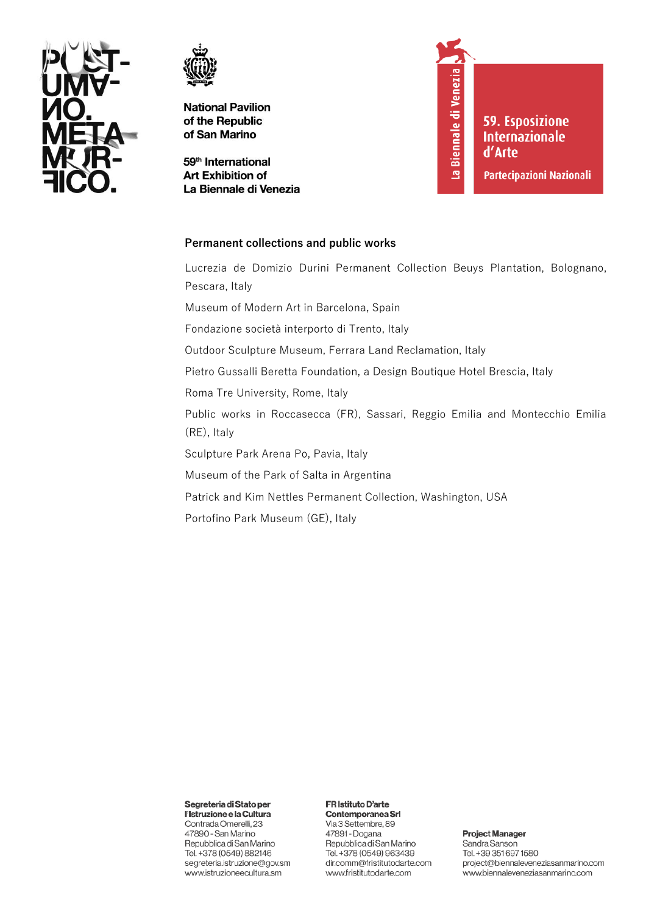### Permanent collections and public works

Lucrezia de Domizio Durini Permanent Collection Beuys Plantation, Bolognano, Pescara, Italy

Museum of Modern Art in Barcelona, Spain

Fondazione società interporto di Trento, Italy

Outdoor Sculpture Museum, Ferrara Land Reclamation, Italy

Pietro Gussalli Beretta Foundation, a Design Boutique Hotel Brescia, Italy

Roma Tre University, Rome, Italy

Public works in Roccasecca (FR), Sassari, Reggio Emilia and Montecchio Emilia (RE), Italy

Sculpture Park Arena Po, Pavia, Italy

Museum of the Park of Salta in Argentina

Patrick and Kim Nettles Permanent Collection, Washington, USA

Portofino Park Museum (GE), Italy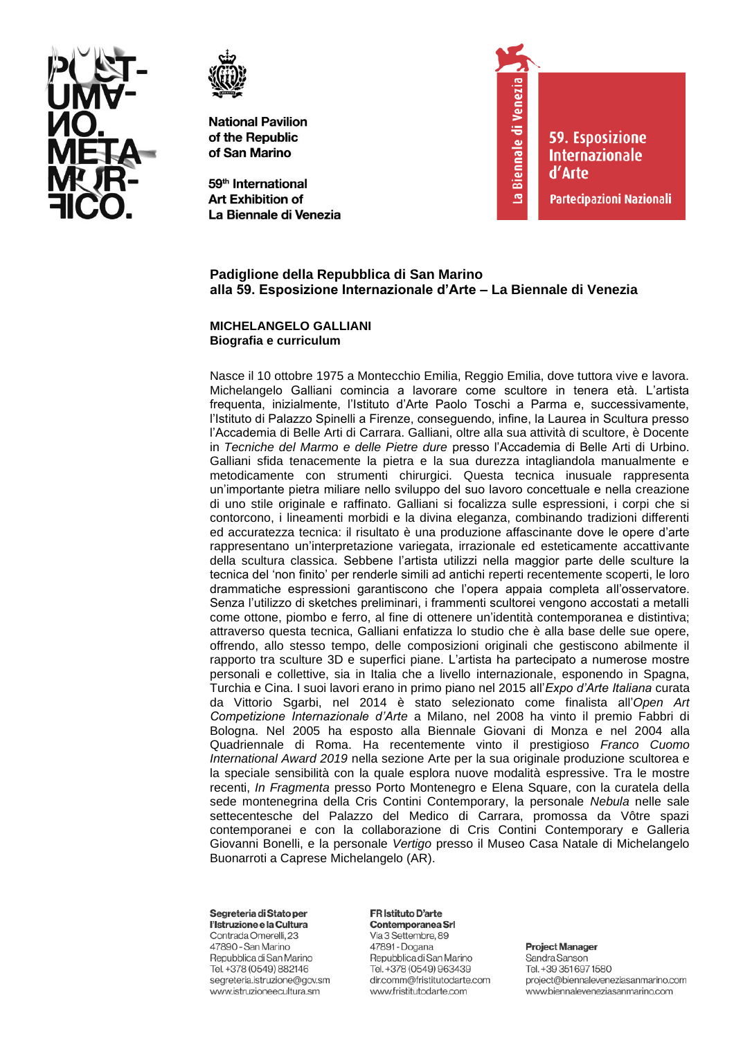National Pavilion
of the Republic
of San Marino

59th International
Art Exhibition of
La Biennale di Venezia

La Biennale di Venezia

59. Esposizione Internazionale d'Arte

Partecipazioni Nazionali

**Padiglione della Repubblica di San Marino**
**alla 59. Esposizione Internazionale d'Arte – La Biennale di Venezia**

**MICHELANGELO GALLIANI**
**Biografia e curriculum**

Nasce il 10 ottobre 1975 a Montecchio Emilia, Reggio Emilia, dove tuttora vive e lavora. Michelangelo Galliani comincia a lavorare come scultore in tenera età. L'artista frequenta, inizialmente, l'Istituto d'Arte Paolo Toschi a Parma e, successivamente, l'Istituto di Palazzo Spinelli a Firenze, conseguendo, infine, la Laurea in Scultura presso l'Accademia di Belle Arti di Carrara. Galliani, oltre alla sua attività di scultore, è Docente in *Tecniche del Marmo e delle Pietre dure* presso l'Accademia di Belle Arti di Urbino. Galliani sfida tenacemente la pietra e la sua durezza intagliandola manualmente e metodicamente con strumenti chirurgici. Questa tecnica inusuale rappresenta un'importante pietra miliare nello sviluppo del suo lavoro concettuale e nella creazione di uno stile originale e raffinato. Galliani si focalizza sulle espressioni, i corpi che si contorcono, i lineamenti morbidi e la divina eleganza, combinando tradizioni differenti ed accuratezza tecnica: il risultato è una produzione affascinante dove le opere d'arte rappresentano un'interpretazione variegata, irrazionale ed esteticamente accattivante della scultura classica. Sebbene l'artista utilizzi nella maggior parte delle sculture la tecnica del 'non finito' per renderle simili ad antichi reperti recentemente scoperti, le loro drammatiche espressioni garantiscono che l'opera appaia completa all'osservatore. Senza l'utilizzo di sketches preliminari, i frammenti scultorei vengono accostati a metalli come ottone, piombo e ferro, al fine di ottenere un'identità contemporanea e distintiva; attraverso questa tecnica, Galliani enfatizza lo studio che è alla base delle sue opere, offrendo, allo stesso tempo, delle composizioni originali che gestiscono abilmente il rapporto tra sculture 3D e superfici piane. L'artista ha partecipato a numerose mostre personali e collettive, sia in Italia che a livello internazionale, esponendo in Spagna, Turchia e Cina. I suoi lavori erano in primo piano nel 2015 all'*Expo d'Arte Italiana* curata da Vittorio Sgarbi, nel 2014 è stato selezionato come finalista all'*Open Art Competizione Internazionale d'Arte* a Milano, nel 2008 ha vinto il premio Fabbri di Bologna. Nel 2005 ha esposto alla Biennale Giovani di Monza e nel 2004 alla Quadriennale di Roma. Ha recentemente vinto il prestigioso *Franco Cuomo International Award 2019* nella sezione Arte per la sua originale produzione scultorea e la speciale sensibilità con la quale esplora nuove modalità espressive. Tra le mostre recenti, *In Fragmenta* presso Porto Montenegro e Elena Square, con la curatela della sede montenegrina della Cris Contini Contemporary, la personale *Nebula* nelle sale settecentesche del Palazzo del Medico di Carrara, promossa da Vôtre spazi contemporanei e con la collaborazione di Cris Contini Contemporary e Galleria Giovanni Bonelli, e la personale *Vertigo* presso il Museo Casa Natale di Michelangelo Buonarroti a Caprese Michelangelo (AR).

**Segreteria di Stato per l'Istruzione e la Cultura**
Contrada Omerelli, 23
47890 - San Marino
Repubblica di San Marino
Tel. +378 (0549) 882146
segreteria.istruzione@gov.sm
www.istruzioneecultura.sm

**FR Istituto D'arte Contemporanea Srl**
Via 3 Settembre, 89
47891 - Dogana
Repubblica di San Marino
Tel. +378 (0549) 963439
dir.comm@fristitutodarte.com
www.fristitutodarte.com

**Project Manager**
Sandra Sanson
Tel. +39 351 697 1580
project@biennaleveneziasanmarino.com
www.biennaleveneziasanmarino.com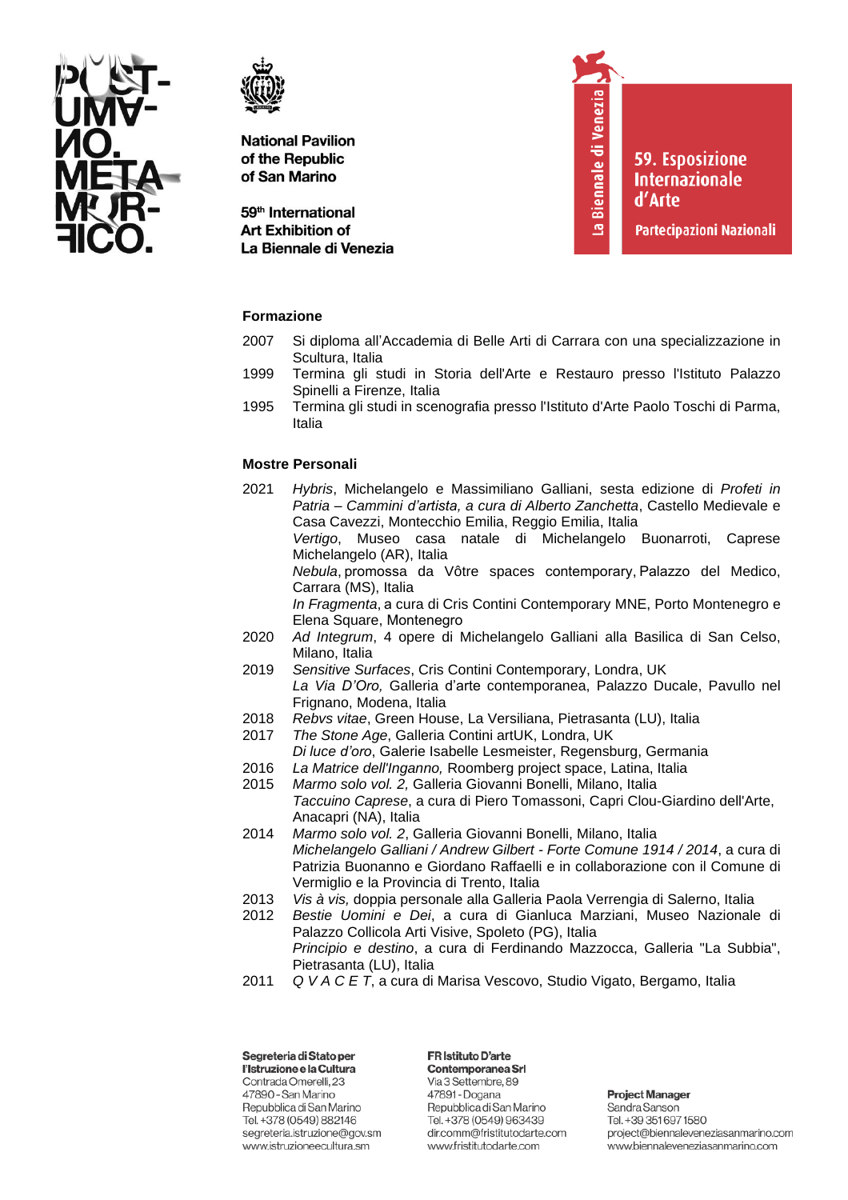### Formazione

2007 Si diploma all'Accademia di Belle Arti di Carrara con una specializzazione in Scultura, Italia

1999 Termina gli studi in Storia dell'Arte e Restauro presso l'Istituto Palazzo Spinelli a Firenze, Italia

1995 Termina gli studi in scenografia presso l'Istituto d'Arte Paolo Toschi di Parma, Italia

### Mostre Personali

2021 *Hybris*, Michelangelo e Massimiliano Galliani, sesta edizione di *Profeti in Patria – Cammini d'artista, a cura di Alberto Zanchetta*, Castello Medievale e Casa Cavezzi, Montecchio Emilia, Reggio Emilia, Italia
*Vertigo*, Museo casa natale di Michelangelo Buonarroti, Caprese Michelangelo (AR), Italia
*Nebula*, promossa da Vôtre spaces contemporary, Palazzo del Medico, Carrara (MS), Italia
*In Fragmenta*, a cura di Cris Contini Contemporary MNE, Porto Montenegro e Elena Square, Montenegro

2020 *Ad Integrum*, 4 opere di Michelangelo Galliani alla Basilica di San Celso, Milano, Italia

2019 *Sensitive Surfaces*, Cris Contini Contemporary, Londra, UK
*La Via D'Oro,* Galleria d'arte contemporanea, Palazzo Ducale, Pavullo nel Frignano, Modena, Italia

2018 *Rebvs vitae*, Green House, La Versiliana, Pietrasanta (LU), Italia

2017 *The Stone Age*, Galleria Contini artUK, Londra, UK
*Di luce d'oro*, Galerie Isabelle Lesmeister, Regensburg, Germania

2016 *La Matrice dell'Inganno,* Roomberg project space, Latina, Italia

2015 *Marmo solo vol. 2,* Galleria Giovanni Bonelli, Milano, Italia
*Taccuino Caprese*, a cura di Piero Tomassoni, Capri Clou-Giardino dell'Arte, Anacapri (NA), Italia

2014 *Marmo solo vol. 2*, Galleria Giovanni Bonelli, Milano, Italia
*Michelangelo Galliani / Andrew Gilbert - Forte Comune 1914 / 2014*, a cura di Patrizia Buonanno e Giordano Raffaelli e in collaborazione con il Comune di Vermiglio e la Provincia di Trento, Italia

2013 *Vis à vis,* doppia personale alla Galleria Paola Verrengia di Salerno, Italia

2012 *Bestie Uomini e Dei*, a cura di Gianluca Marziani, Museo Nazionale di Palazzo Collicola Arti Visive, Spoleto (PG), Italia
*Principio e destino*, a cura di Ferdinando Mazzocca, Galleria "La Subbia", Pietrasanta (LU), Italia

2011 *Q V A C E T*, a cura di Marisa Vescovo, Studio Vigato, Bergamo, Italia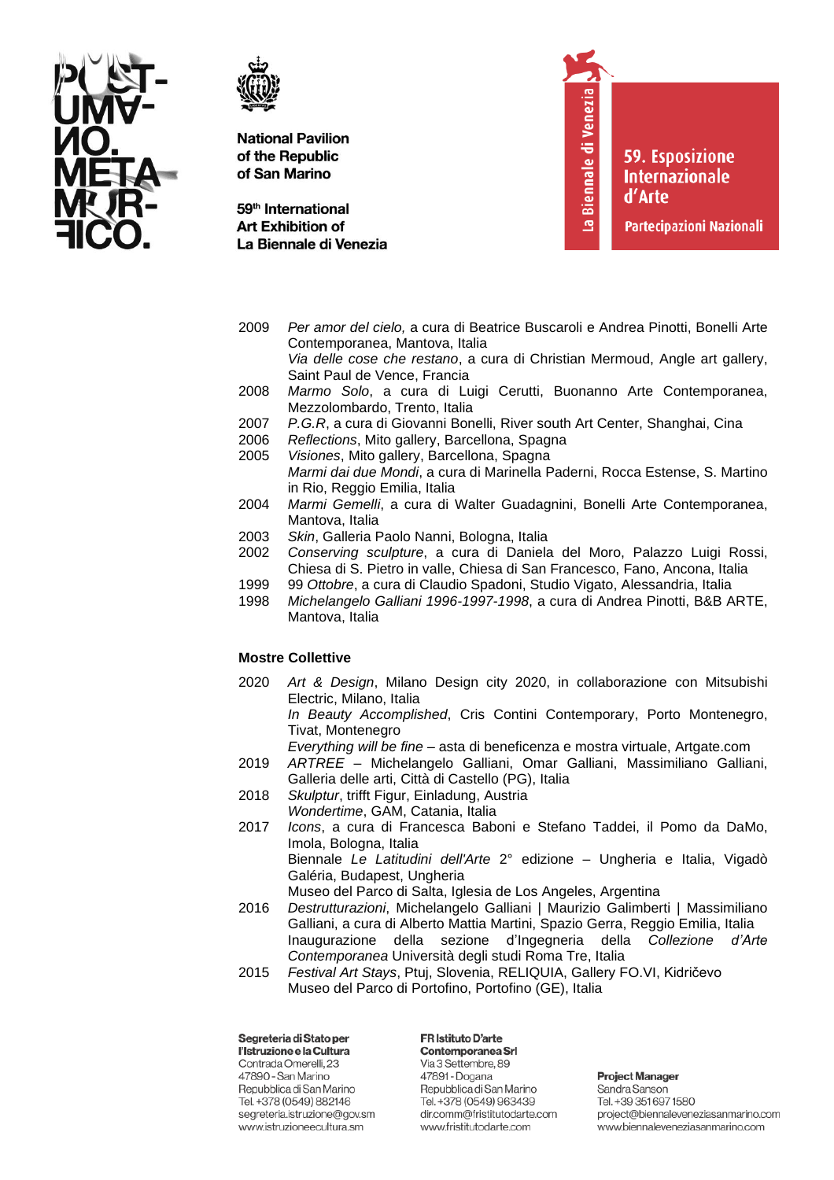2009 *Per amor del cielo,* a cura di Beatrice Buscaroli e Andrea Pinotti, Bonelli Arte Contemporanea, Mantova, Italia
*Via delle cose che restano*, a cura di Christian Mermoud, Angle art gallery, Saint Paul de Vence, Francia

2008 *Marmo Solo*, a cura di Luigi Cerutti, Buonanno Arte Contemporanea, Mezzolombardo, Trento, Italia

2007 *P.G.R*, a cura di Giovanni Bonelli, River south Art Center, Shanghai, Cina

2006 *Reflections*, Mito gallery, Barcellona, Spagna

2005 *Visiones*, Mito gallery, Barcellona, Spagna
*Marmi dai due Mondi*, a cura di Marinella Paderni, Rocca Estense, S. Martino in Rio, Reggio Emilia, Italia

2004 *Marmi Gemelli*, a cura di Walter Guadagnini, Bonelli Arte Contemporanea, Mantova, Italia

2003 *Skin*, Galleria Paolo Nanni, Bologna, Italia

2002 *Conserving sculpture*, a cura di Daniela del Moro, Palazzo Luigi Rossi, Chiesa di S. Pietro in valle, Chiesa di San Francesco, Fano, Ancona, Italia

1999 99 *Ottobre*, a cura di Claudio Spadoni, Studio Vigato, Alessandria, Italia

1998 *Michelangelo Galliani 1996-1997-1998*, a cura di Andrea Pinotti, B&B ARTE, Mantova, Italia

**Mostre Collettive**

2020 *Art & Design*, Milano Design city 2020, in collaborazione con Mitsubishi Electric, Milano, Italia
*In Beauty Accomplished*, Cris Contini Contemporary, Porto Montenegro, Tivat, Montenegro
*Everything will be fine* – asta di beneficenza e mostra virtuale, Artgate.com

2019 *ARTREE* – Michelangelo Galliani, Omar Galliani, Massimiliano Galliani, Galleria delle arti, Città di Castello (PG), Italia

2018 *Skulptur*, trifft Figur, Einladung, Austria
*Wondertime*, GAM, Catania, Italia

2017 *Icons*, a cura di Francesca Baboni e Stefano Taddei, il Pomo da DaMo, Imola, Bologna, Italia
Biennale *Le Latitudini dell'Arte* 2° edizione – Ungheria e Italia, Vigadò Galéria, Budapest, Ungheria
Museo del Parco di Salta, Iglesia de Los Angeles, Argentina

2016 *Destrutturazioni*, Michelangelo Galliani | Maurizio Galimberti | Massimiliano Galliani, a cura di Alberto Mattia Martini, Spazio Gerra, Reggio Emilia, Italia
Inaugurazione della sezione d'Ingegneria della *Collezione d'Arte Contemporanea* Università degli studi Roma Tre, Italia

2015 *Festival Art Stays*, Ptuj, Slovenia, RELIQUIA, Gallery FO.VI, Kidričevo
Museo del Parco di Portofino, Portofino (GE), Italia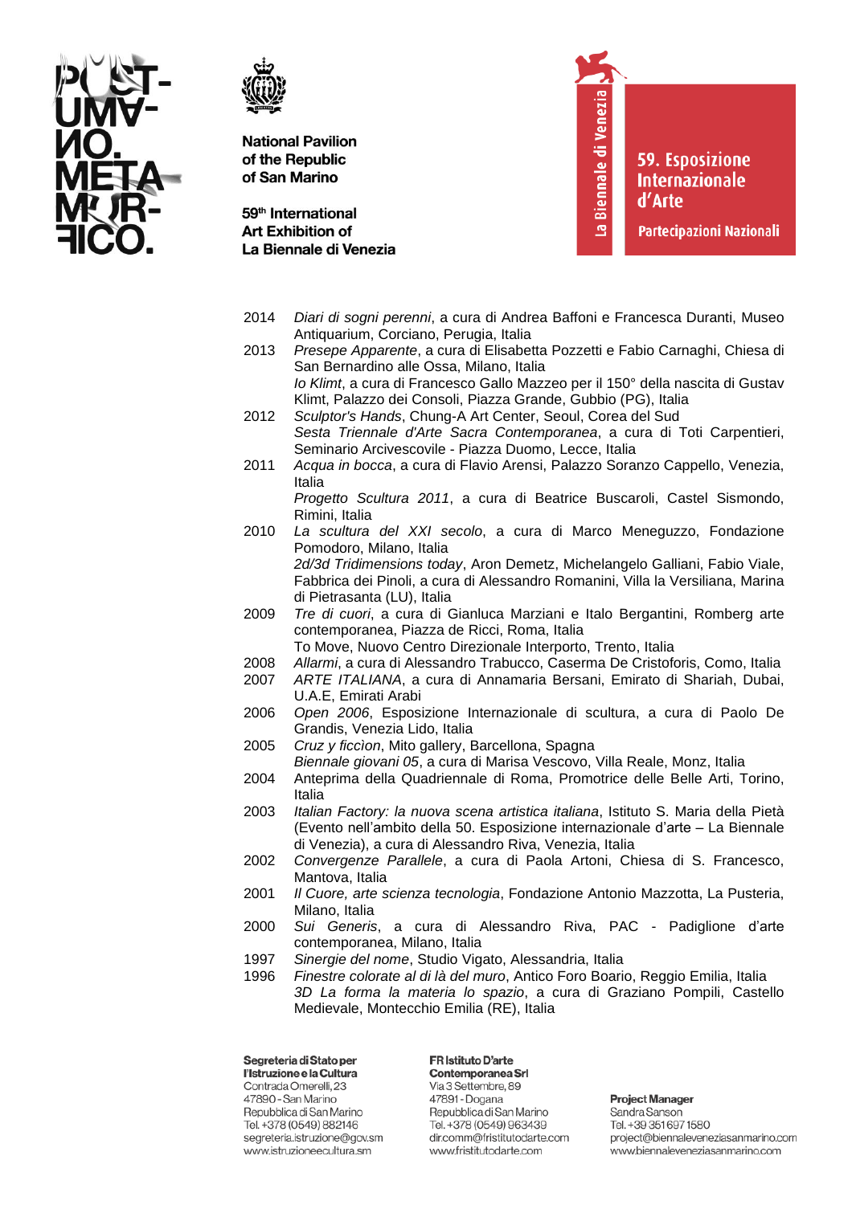2014 *Diari di sogni perenni*, a cura di Andrea Baffoni e Francesca Duranti, Museo Antiquarium, Corciano, Perugia, Italia

2013 *Presepe Apparente*, a cura di Elisabetta Pozzetti e Fabio Carnaghi, Chiesa di San Bernardino alle Ossa, Milano, Italia
*Io Klimt*, a cura di Francesco Gallo Mazzeo per il 150° della nascita di Gustav Klimt, Palazzo dei Consoli, Piazza Grande, Gubbio (PG), Italia

2012 *Sculptor's Hands*, Chung-A Art Center, Seoul, Corea del Sud
*Sesta Triennale d'Arte Sacra Contemporanea*, a cura di Toti Carpentieri, Seminario Arcivescovile - Piazza Duomo, Lecce, Italia

2011 *Acqua in bocca*, a cura di Flavio Arensi, Palazzo Soranzo Cappello, Venezia, Italia
*Progetto Scultura 2011*, a cura di Beatrice Buscaroli, Castel Sismondo, Rimini, Italia

2010 *La scultura del XXI secolo*, a cura di Marco Meneguzzo, Fondazione Pomodoro, Milano, Italia
*2d/3d Tridimensions today*, Aron Demetz, Michelangelo Galliani, Fabio Viale, Fabbrica dei Pinoli, a cura di Alessandro Romanini, Villa la Versiliana, Marina di Pietrasanta (LU), Italia

2009 *Tre di cuori*, a cura di Gianluca Marziani e Italo Bergantini, Romberg arte contemporanea, Piazza de Ricci, Roma, Italia
To Move, Nuovo Centro Direzionale Interporto, Trento, Italia

2008 *Allarmi*, a cura di Alessandro Trabucco, Caserma De Cristoforis, Como, Italia

2007 *ARTE ITALIANA*, a cura di Annamaria Bersani, Emirato di Shariah, Dubai, U.A.E, Emirati Arabi

2006 *Open 2006*, Esposizione Internazionale di scultura, a cura di Paolo De Grandis, Venezia Lido, Italia

2005 *Cruz y ficcìon*, Mito gallery, Barcellona, Spagna
*Biennale giovani 05*, a cura di Marisa Vescovo, Villa Reale, Monz, Italia

2004 Anteprima della Quadriennale di Roma, Promotrice delle Belle Arti, Torino, Italia

2003 *Italian Factory: la nuova scena artistica italiana*, Istituto S. Maria della Pietà (Evento nell'ambito della 50. Esposizione internazionale d'arte – La Biennale di Venezia), a cura di Alessandro Riva, Venezia, Italia

2002 *Convergenze Parallele*, a cura di Paola Artoni, Chiesa di S. Francesco, Mantova, Italia

2001 *Il Cuore, arte scienza tecnologia*, Fondazione Antonio Mazzotta, La Pusteria, Milano, Italia

2000 *Sui Generis*, a cura di Alessandro Riva, PAC - Padiglione d'arte contemporanea, Milano, Italia

1997 *Sinergie del nome*, Studio Vigato, Alessandria, Italia

1996 *Finestre colorate al di là del muro*, Antico Foro Boario, Reggio Emilia, Italia
*3D La forma la materia lo spazio*, a cura di Graziano Pompili, Castello Medievale, Montecchio Emilia (RE), Italia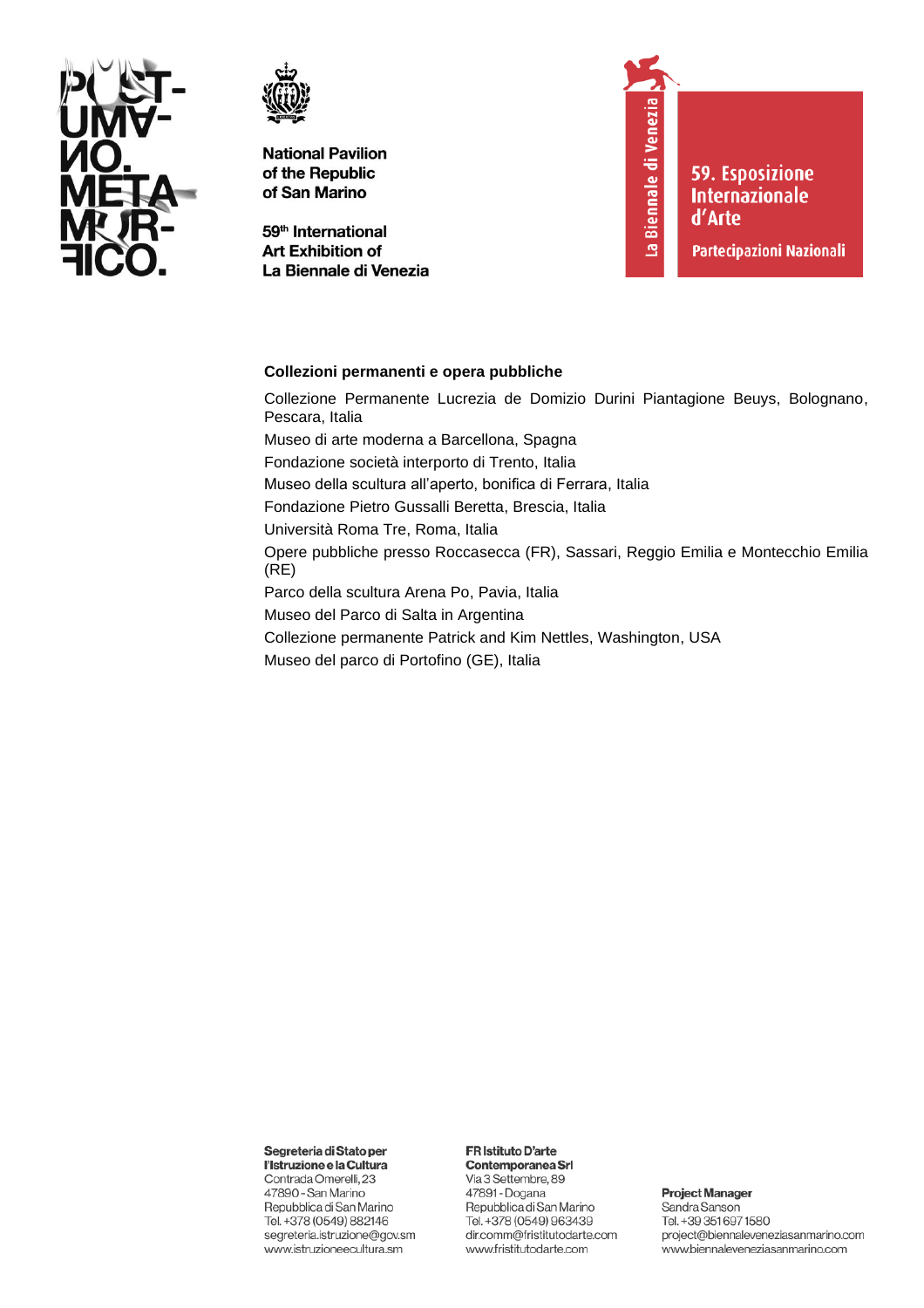**Collezioni permanenti e opera pubbliche**

Collezione Permanente Lucrezia de Domizio Durini Piantagione Beuys, Bolognano, Pescara, Italia

Museo di arte moderna a Barcellona, Spagna

Fondazione società interporto di Trento, Italia

Museo della scultura all'aperto, bonifica di Ferrara, Italia

Fondazione Pietro Gussalli Beretta, Brescia, Italia

Università Roma Tre, Roma, Italia

Opere pubbliche presso Roccasecca (FR), Sassari, Reggio Emilia e Montecchio Emilia (RE)

Parco della scultura Arena Po, Pavia, Italia

Museo del Parco di Salta in Argentina

Collezione permanente Patrick and Kim Nettles, Washington, USA

Museo del parco di Portofino (GE), Italia